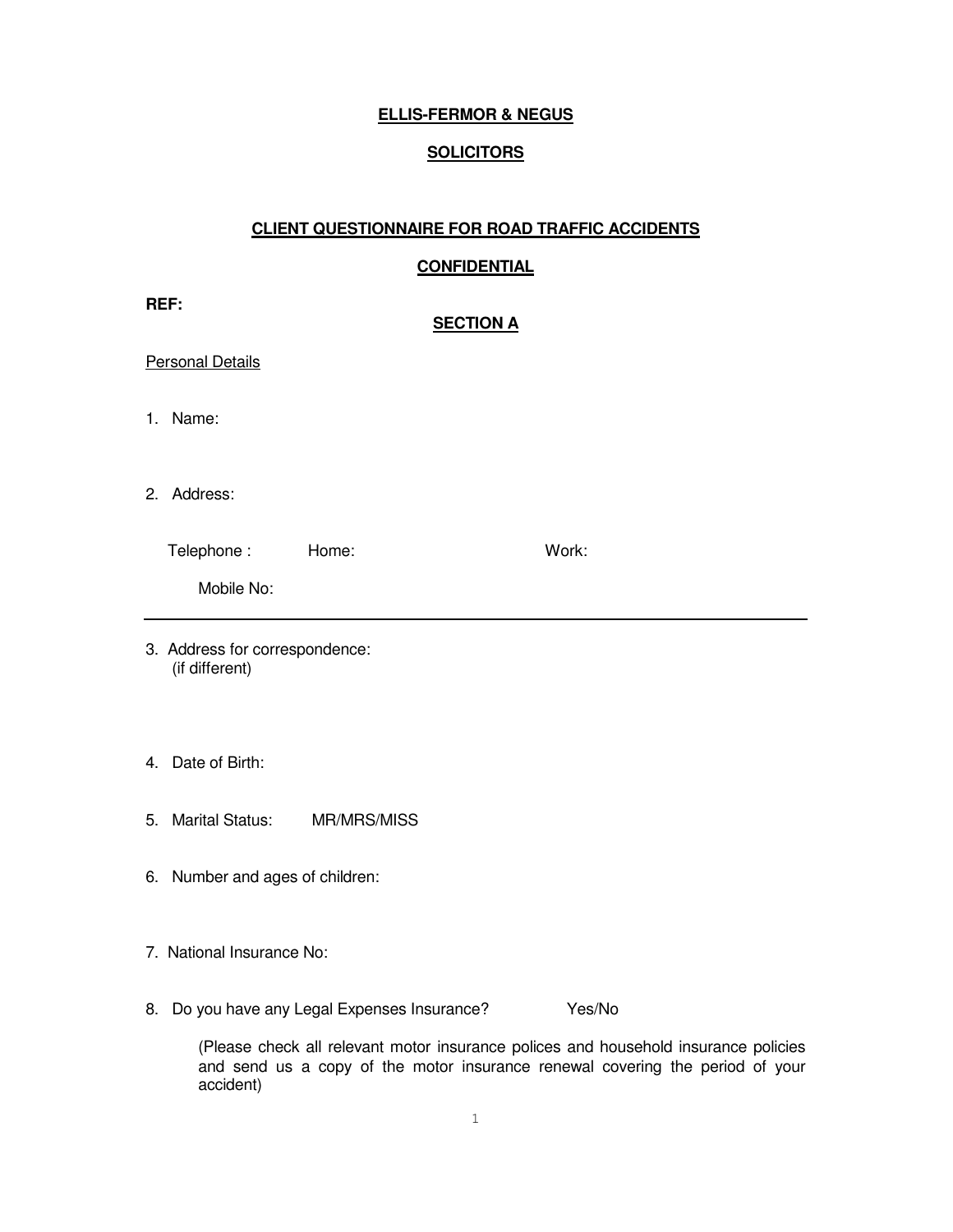**ELLIS-FERMOR & NEGUS**

**SOLICITORS**

**CLIENT QUESTIONNAIRE FOR ROAD TRAFFIC ACCIDENTS**

**CONFIDENTIAL**

**REF:**

**SECTION A**

Personal Details

1. Name:

2. Address:

   Telephone : Home: Work:

   Mobile No:

---

3. Address for correspondence:
   (if different)

4. Date of Birth:

5. Marital Status: MR/MRS/MISS

6. Number and ages of children:

7. National Insurance No:

8. Do you have any Legal Expenses Insurance? Yes/No

   (Please check all relevant motor insurance polices and household insurance policies and send us a copy of the motor insurance renewal covering the period of your accident)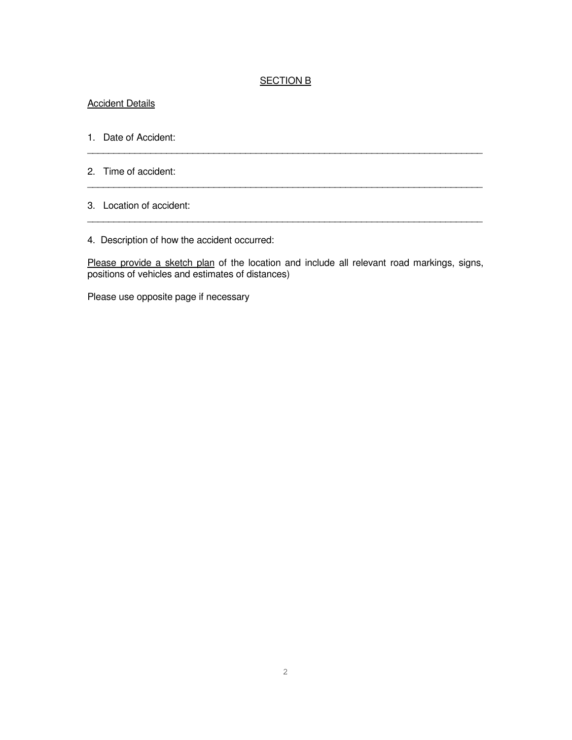## SECTION B

Accident Details

1. Date of Accident:

_______________________________________________________________________________

2. Time of accident:

_______________________________________________________________________________

3. Location of accident:

_______________________________________________________________________________

4. Description of how the accident occurred:

Please provide a sketch plan of the location and include all relevant road markings, signs, positions of vehicles and estimates of distances)

Please use opposite page if necessary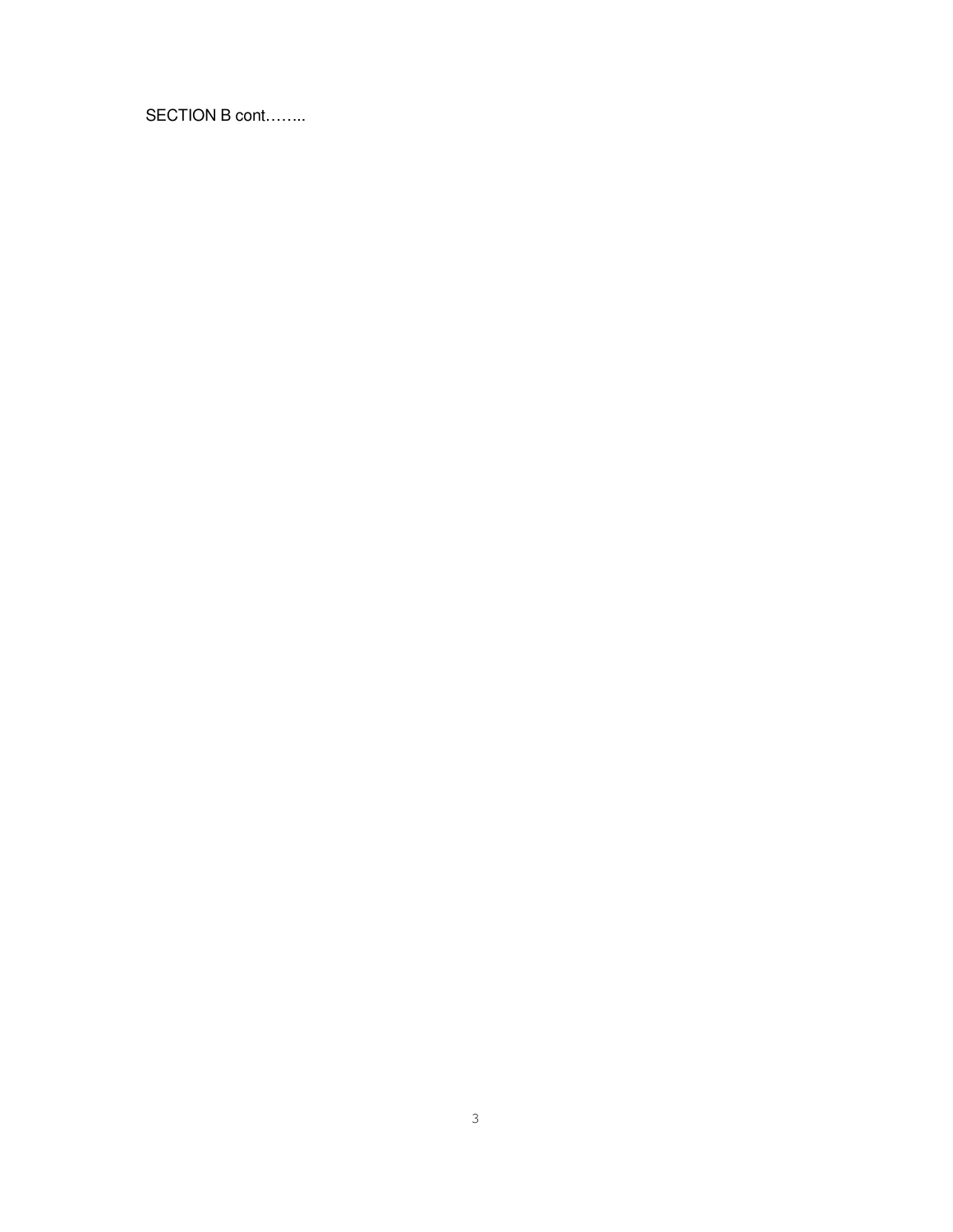SECTION B cont……..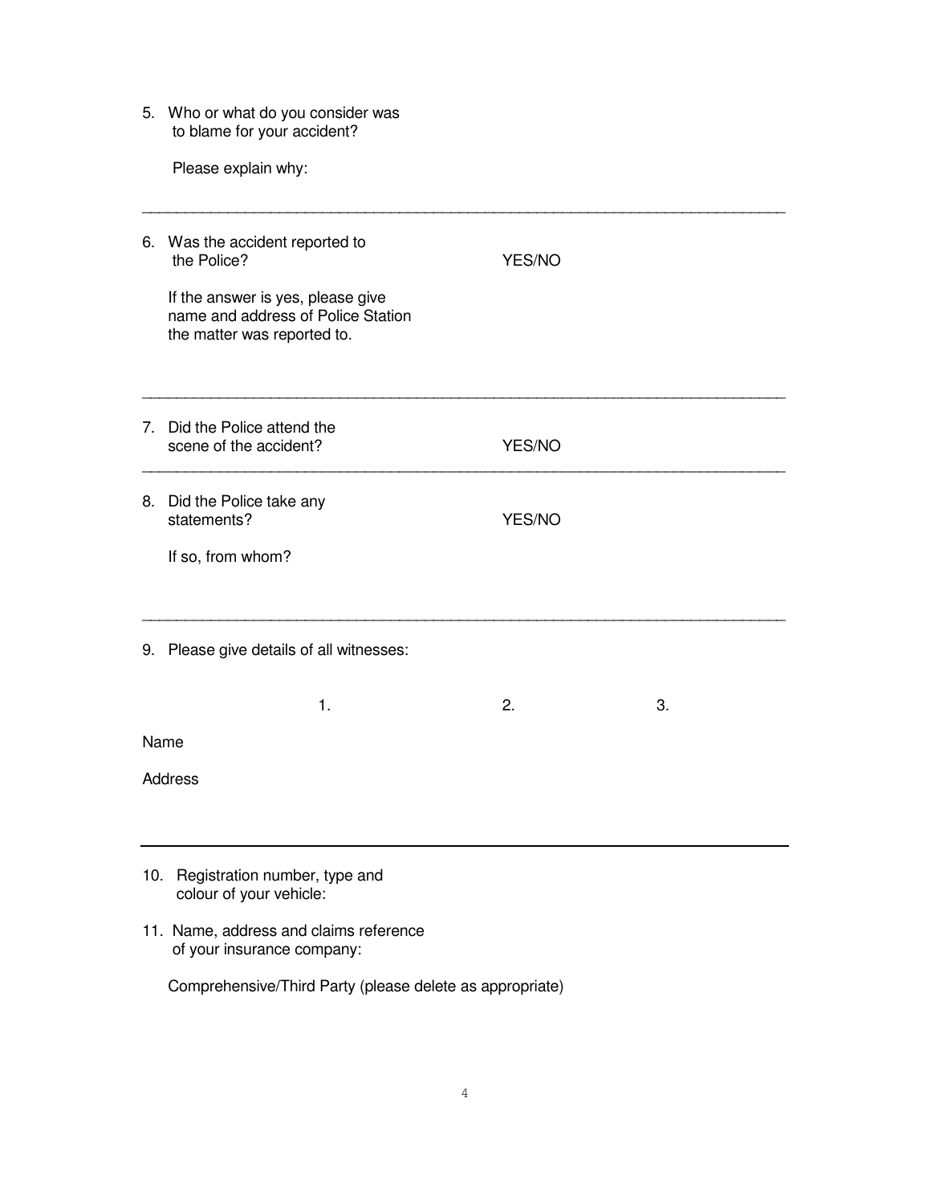5. Who or what do you consider was to blame for your accident?

   Please explain why:

---

6. Was the accident reported to the Police? YES/NO

   If the answer is yes, please give name and address of Police Station the matter was reported to.

---

7. Did the Police attend the scene of the accident? YES/NO

---

8. Did the Police take any statements? YES/NO

   If so, from whom?

---

9. Please give details of all witnesses:

|  | 1. | 2. | 3. |
|---|---|---|---|
| Name |  |  |  |
| Address |  |  |  |

---

10. Registration number, type and colour of your vehicle:

11. Name, address and claims reference of your insurance company:

    Comprehensive/Third Party (please delete as appropriate)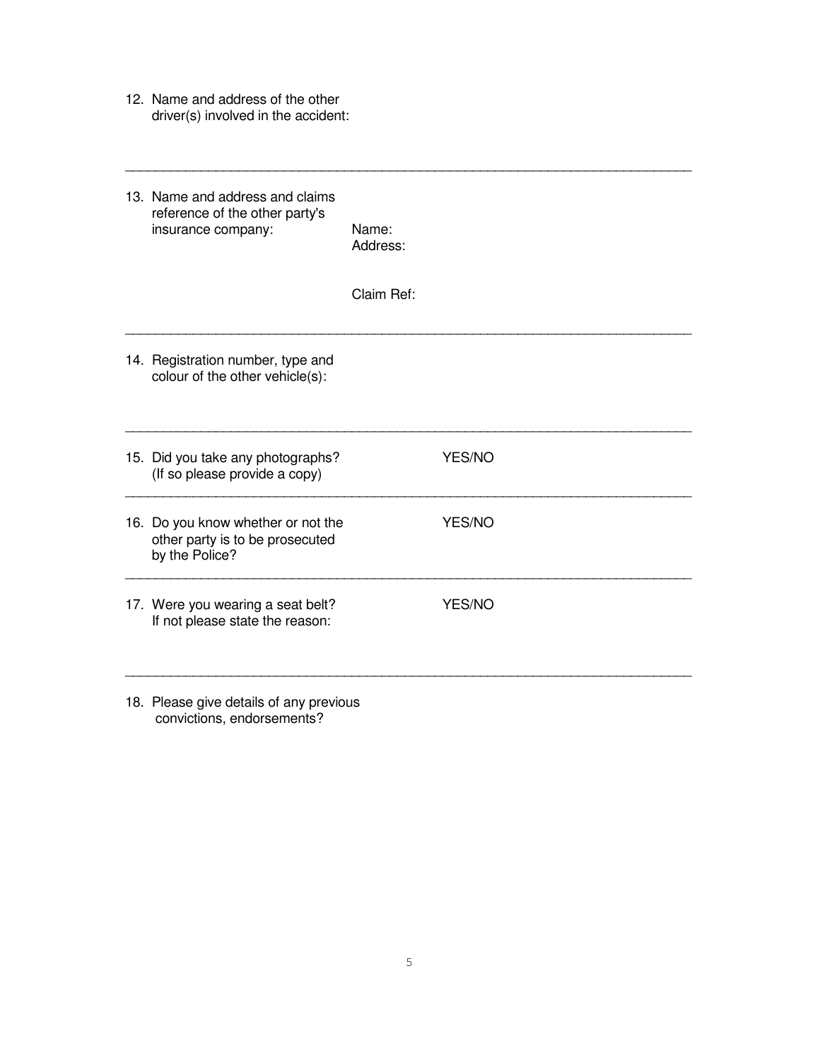12. Name and address of the other driver(s) involved in the accident:

---

13. Name and address and claims reference of the other party's insurance company:

    Name:
    Address:

    Claim Ref:

---

14. Registration number, type and colour of the other vehicle(s):

---

15. Did you take any photographs? (If so please provide a copy) YES/NO

---

16. Do you know whether or not the other party is to be prosecuted by the Police? YES/NO

---

17. Were you wearing a seat belt? YES/NO
    If not please state the reason:

---

18. Please give details of any previous convictions, endorsements?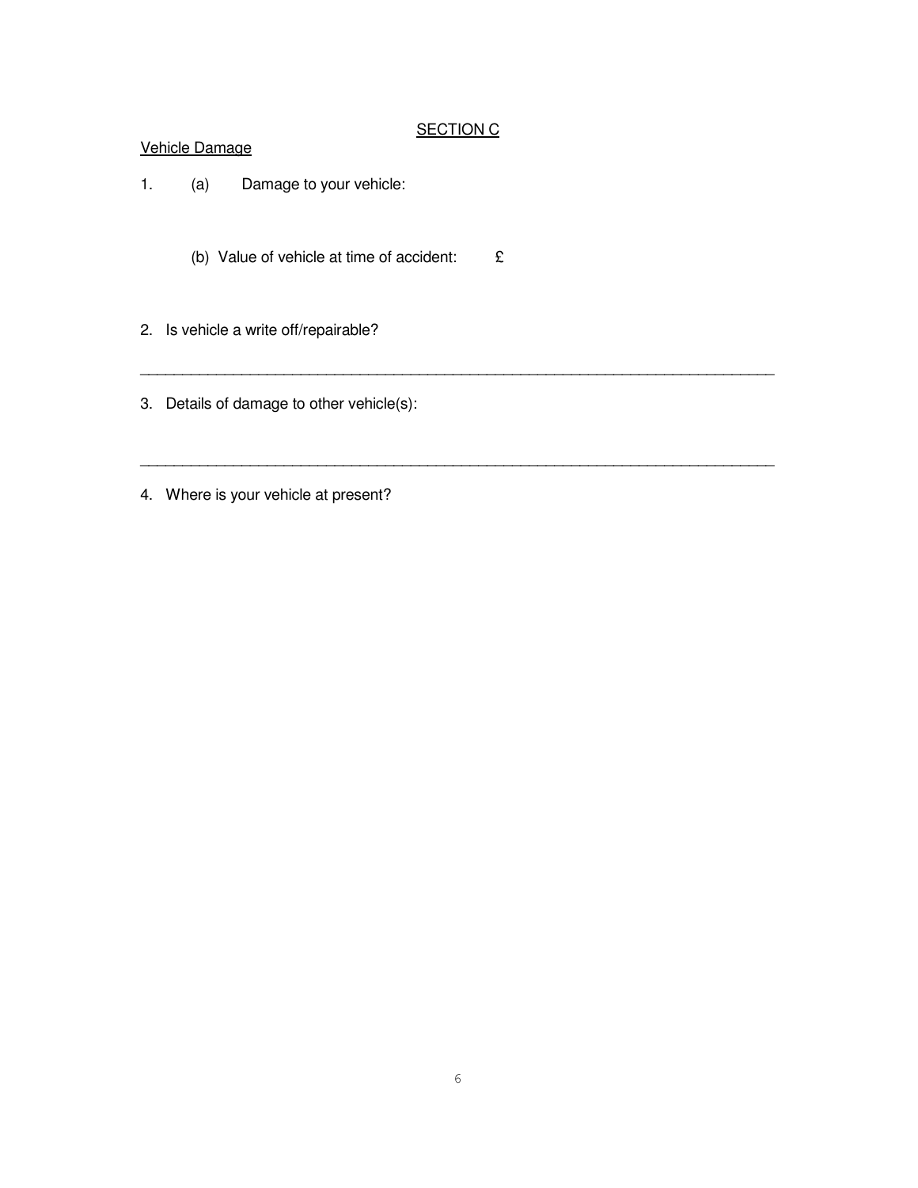## SECTION C

Vehicle Damage

1. (a) Damage to your vehicle:

   (b) Value of vehicle at time of accident: £

2. Is vehicle a write off/repairable?

---

3. Details of damage to other vehicle(s):

---

4. Where is your vehicle at present?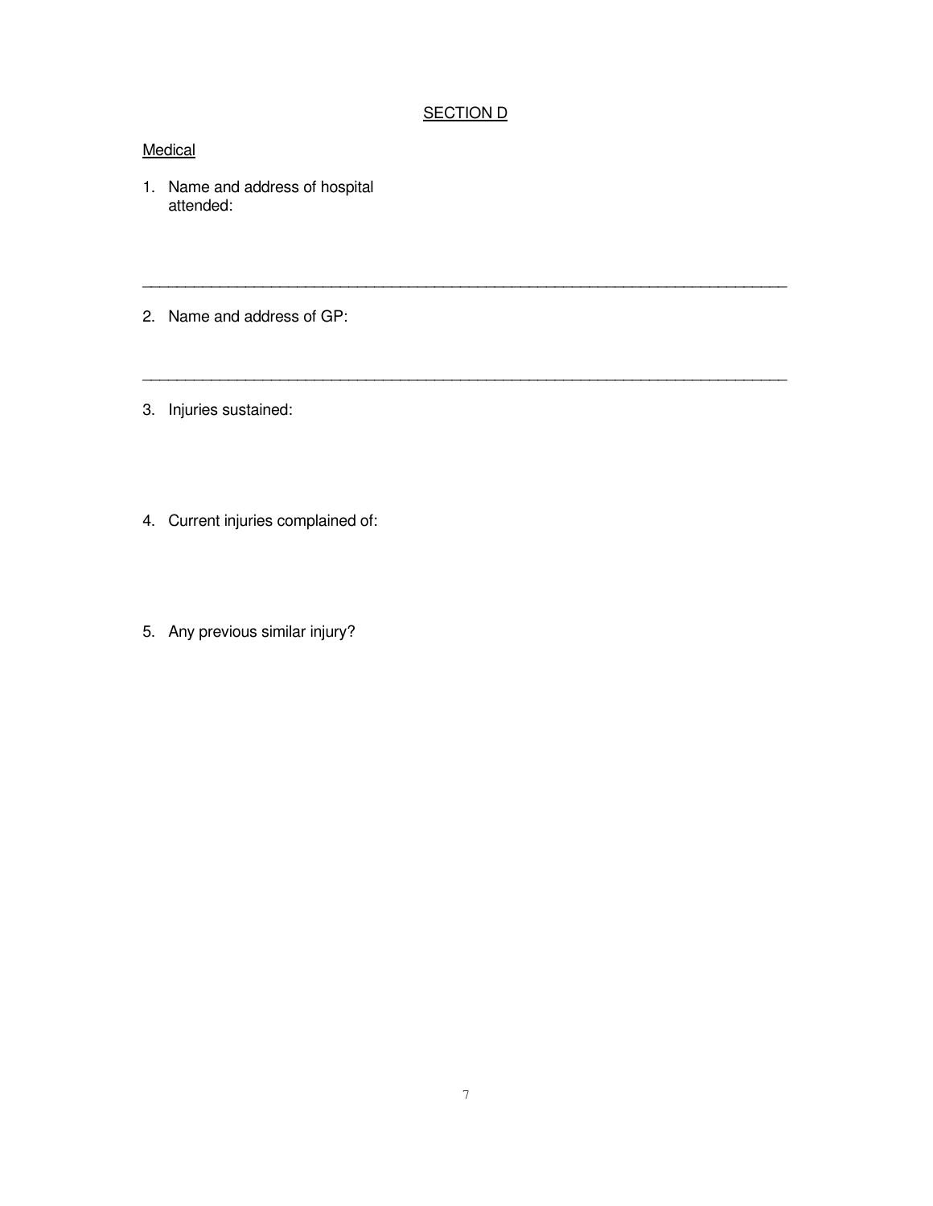## SECTION D

Medical

1. Name and address of hospital attended:

---

2. Name and address of GP:

---

3. Injuries sustained:

4. Current injuries complained of:

5. Any previous similar injury?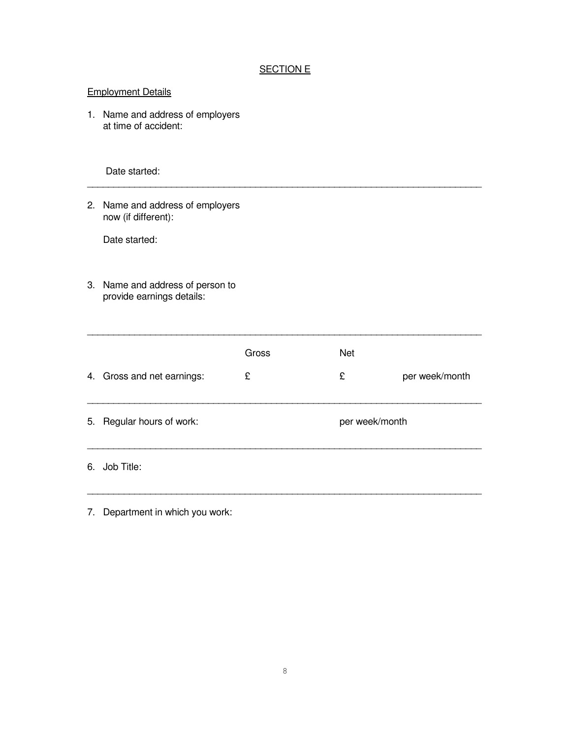## SECTION E

### Employment Details

1. Name and address of employers at time of accident:

   Date started:

---

2. Name and address of employers now (if different):

   Date started:

3. Name and address of person to provide earnings details:

---

| | Gross | Net | |
|---|---|---|---|
| 4. Gross and net earnings: | £ | £ | per week/month |

---

5. Regular hours of work: per week/month

---

6. Job Title:

---

7. Department in which you work: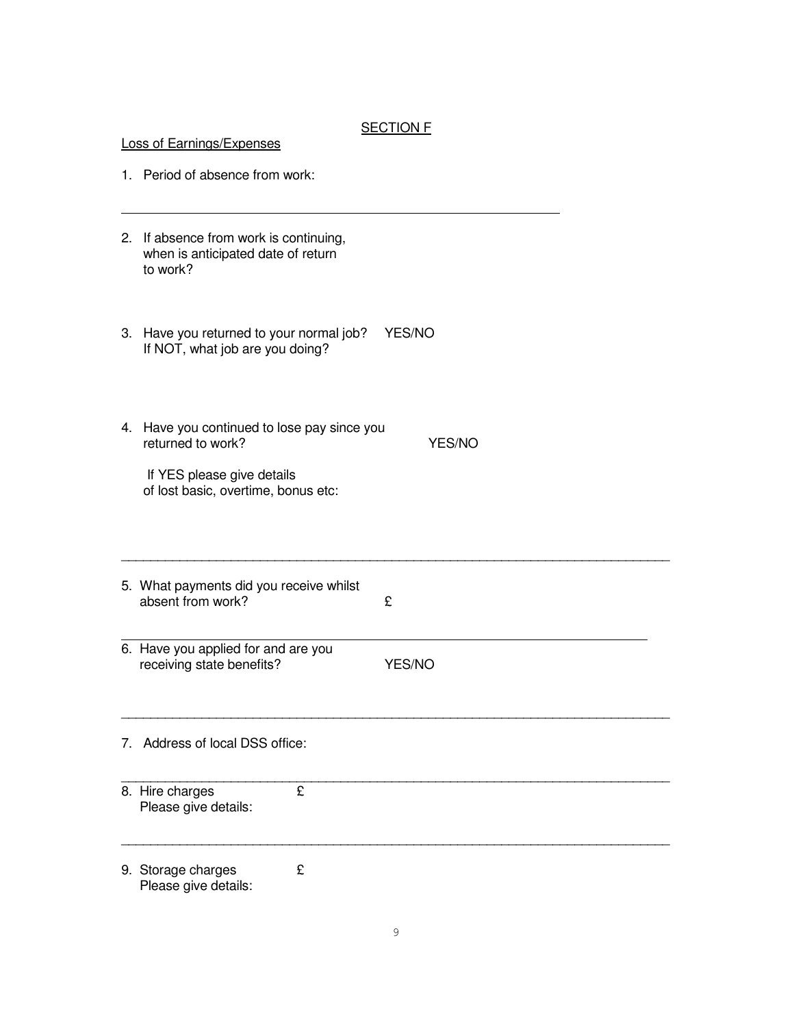## SECTION F

Loss of Earnings/Expenses

1. Period of absence from work:

---

2. If absence from work is continuing, when is anticipated date of return to work?

3. Have you returned to your normal job? YES/NO
   If NOT, what job are you doing?

4. Have you continued to lose pay since you returned to work? YES/NO

   If YES please give details of lost basic, overtime, bonus etc:

---

5. What payments did you receive whilst absent from work? £

---

6. Have you applied for and are you receiving state benefits? YES/NO

---

7. Address of local DSS office:

---

8. Hire charges £
   Please give details:

---

9. Storage charges £
   Please give details: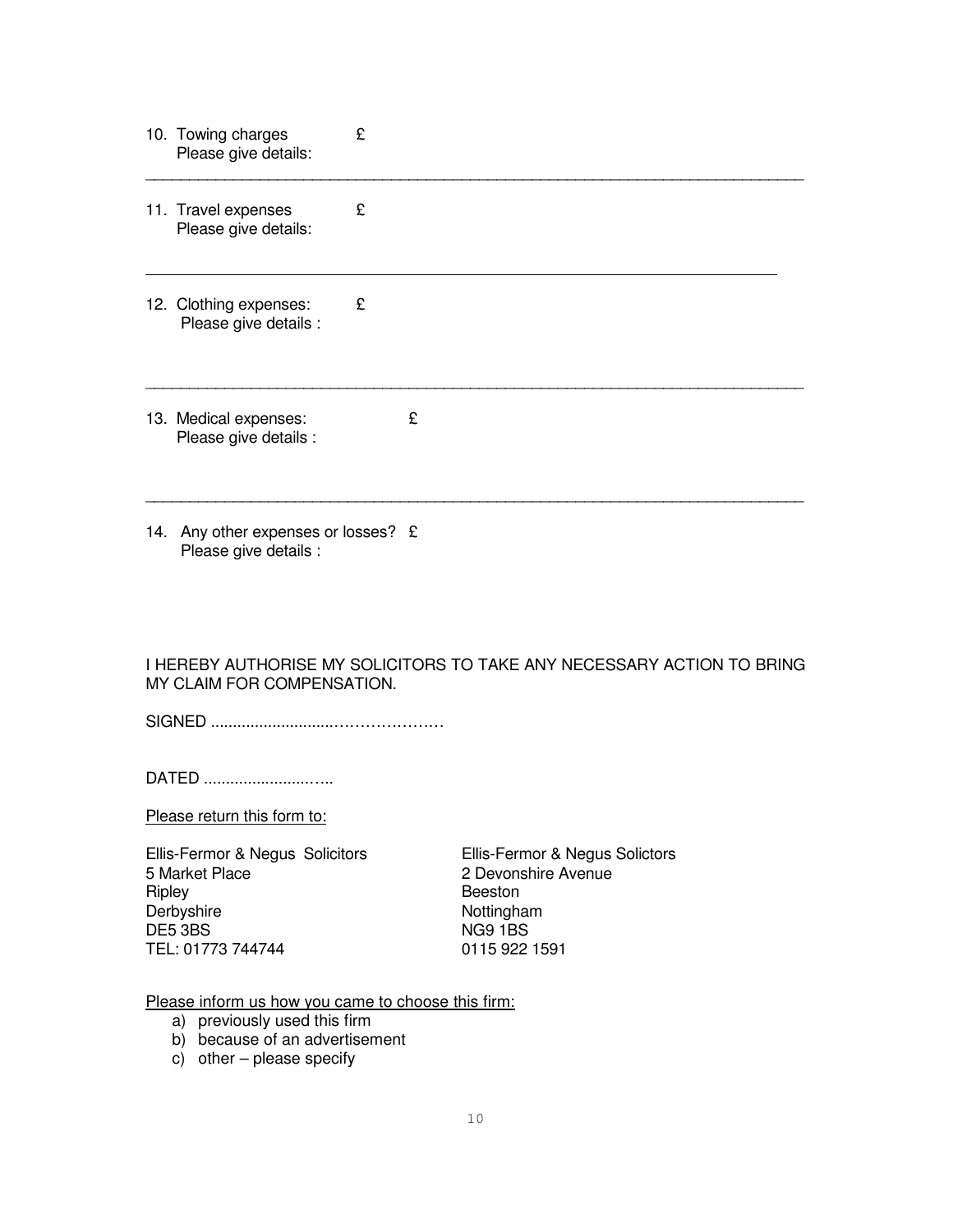10. Towing charges £
    Please give details:

---

11. Travel expenses £
    Please give details:

---

12. Clothing expenses: £
    Please give details :

---

13. Medical expenses: £
    Please give details :

---

14. Any other expenses or losses? £
    Please give details :

I HEREBY AUTHORISE MY SOLICITORS TO TAKE ANY NECESSARY ACTION TO BRING MY CLAIM FOR COMPENSATION.

SIGNED ...........................…………………

DATED ..........................…..

Please return this form to:

Ellis-Fermor & Negus Solicitors
5 Market Place
Ripley
Derbyshire
DE5 3BS
TEL: 01773 744744

Ellis-Fermor & Negus Solicitors
2 Devonshire Avenue
Beeston
Nottingham
NG9 1BS
0115 922 1591

Please inform us how you came to choose this firm:

a) previously used this firm
b) because of an advertisement
c) other – please specify